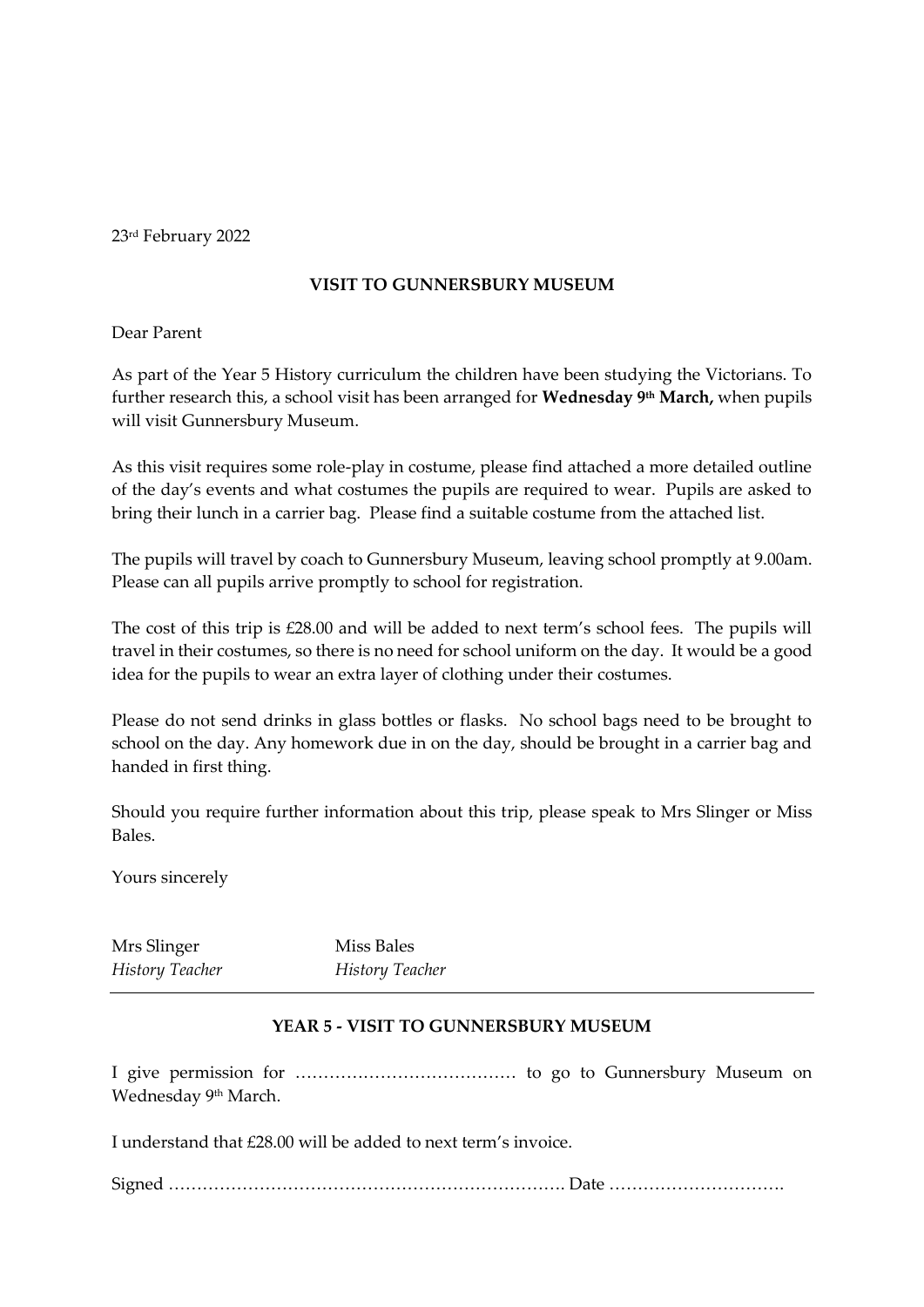23rd February 2022

**VISIT TO GUNNERSBURY MUSEUM**

Dear Parent

As part of the Year 5 History curriculum the children have been studying the Victorians. To further research this, a school visit has been arranged for **Wednesday 9th March,** when pupils will visit Gunnersbury Museum.

As this visit requires some role-play in costume, please find attached a more detailed outline of the day's events and what costumes the pupils are required to wear. Pupils are asked to bring their lunch in a carrier bag. Please find a suitable costume from the attached list.

The pupils will travel by coach to Gunnersbury Museum, leaving school promptly at 9.00am. Please can all pupils arrive promptly to school for registration.

The cost of this trip is £28.00 and will be added to next term's school fees. The pupils will travel in their costumes, so there is no need for school uniform on the day. It would be a good idea for the pupils to wear an extra layer of clothing under their costumes.

Please do not send drinks in glass bottles or flasks. No school bags need to be brought to school on the day. Any homework due in on the day, should be brought in a carrier bag and handed in first thing.

Should you require further information about this trip, please speak to Mrs Slinger or Miss Bales.

Yours sincerely

| Mrs Slinger | Miss Bales |
|---|---|
| *History Teacher* | *History Teacher* |

---

**YEAR 5 - VISIT TO GUNNERSBURY MUSEUM**

I give permission for ………………………………… to go to Gunnersbury Museum on Wednesday 9th March.

I understand that £28.00 will be added to next term's invoice.

Signed …………………………………………………………. Date ………………………….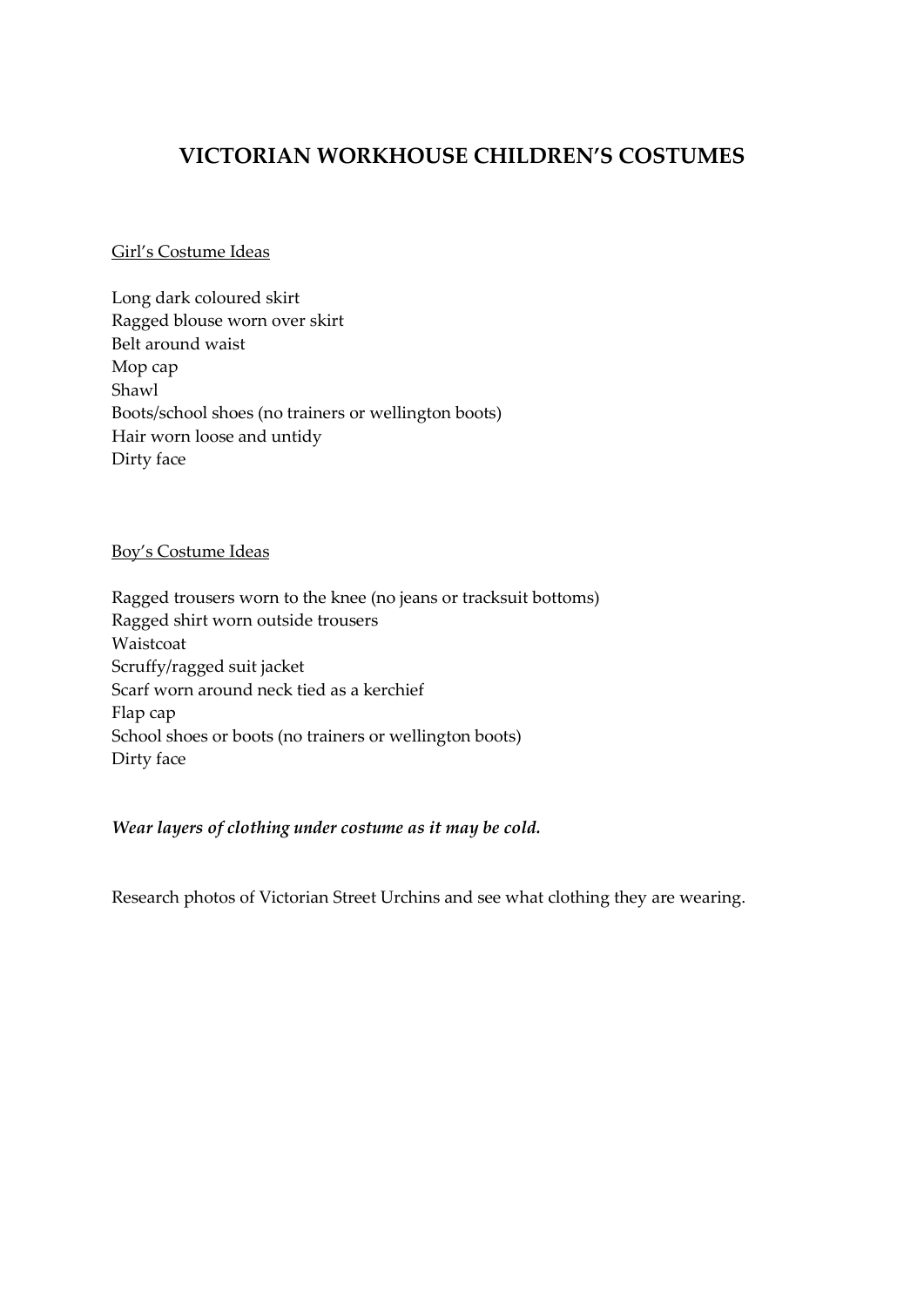# VICTORIAN WORKHOUSE CHILDREN'S COSTUMES

<u>Girl's Costume Ideas</u>

Long dark coloured skirt
Ragged blouse worn over skirt
Belt around waist
Mop cap
Shawl
Boots/school shoes (no trainers or wellington boots)
Hair worn loose and untidy
Dirty face

<u>Boy's Costume Ideas</u>

Ragged trousers worn to the knee (no jeans or tracksuit bottoms)
Ragged shirt worn outside trousers
Waistcoat
Scruffy/ragged suit jacket
Scarf worn around neck tied as a kerchief
Flap cap
School shoes or boots (no trainers or wellington boots)
Dirty face

***Wear layers of clothing under costume as it may be cold.***

Research photos of Victorian Street Urchins and see what clothing they are wearing.